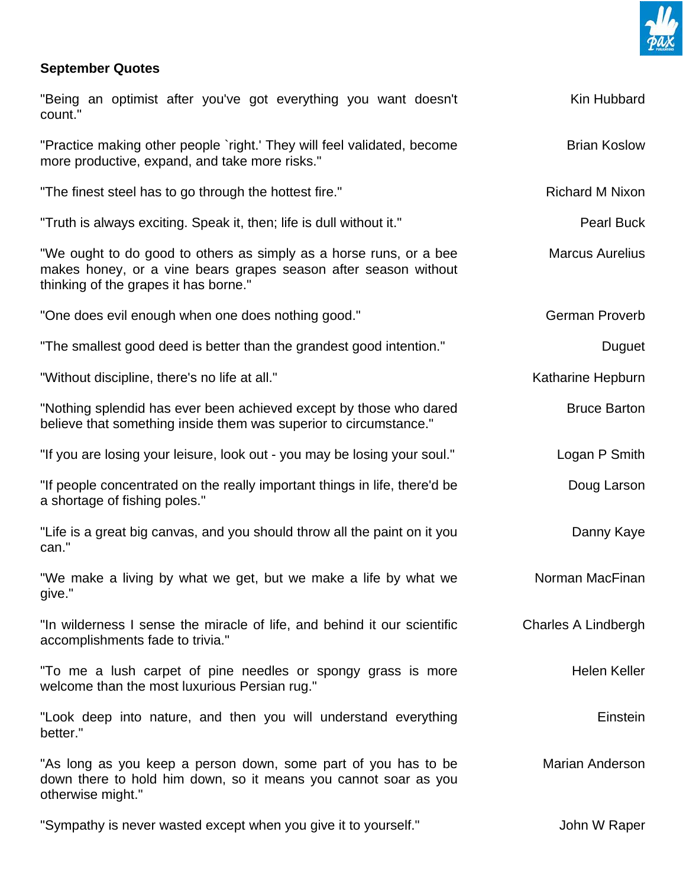**September Quotes**

| Quote | Author |
|---|---|
| "Being an optimist after you've got everything you want doesn't count." | Kin Hubbard |
| "Practice making other people `right.' They will feel validated, become more productive, expand, and take more risks." | Brian Koslow |
| "The finest steel has to go through the hottest fire." | Richard M Nixon |
| "Truth is always exciting. Speak it, then; life is dull without it." | Pearl Buck |
| "We ought to do good to others as simply as a horse runs, or a bee makes honey, or a vine bears grapes season after season without thinking of the grapes it has borne." | Marcus Aurelius |
| "One does evil enough when one does nothing good." | German Proverb |
| "The smallest good deed is better than the grandest good intention." | Duguet |
| "Without discipline, there's no life at all." | Katharine Hepburn |
| "Nothing splendid has ever been achieved except by those who dared believe that something inside them was superior to circumstance." | Bruce Barton |
| "If you are losing your leisure, look out - you may be losing your soul." | Logan P Smith |
| "If people concentrated on the really important things in life, there'd be a shortage of fishing poles." | Doug Larson |
| "Life is a great big canvas, and you should throw all the paint on it you can." | Danny Kaye |
| "We make a living by what we get, but we make a life by what we give." | Norman MacFinan |
| "In wilderness I sense the miracle of life, and behind it our scientific accomplishments fade to trivia." | Charles A Lindbergh |
| "To me a lush carpet of pine needles or spongy grass is more welcome than the most luxurious Persian rug." | Helen Keller |
| "Look deep into nature, and then you will understand everything better." | Einstein |
| "As long as you keep a person down, some part of you has to be down there to hold him down, so it means you cannot soar as you otherwise might." | Marian Anderson |
| "Sympathy is never wasted except when you give it to yourself." | John W Raper |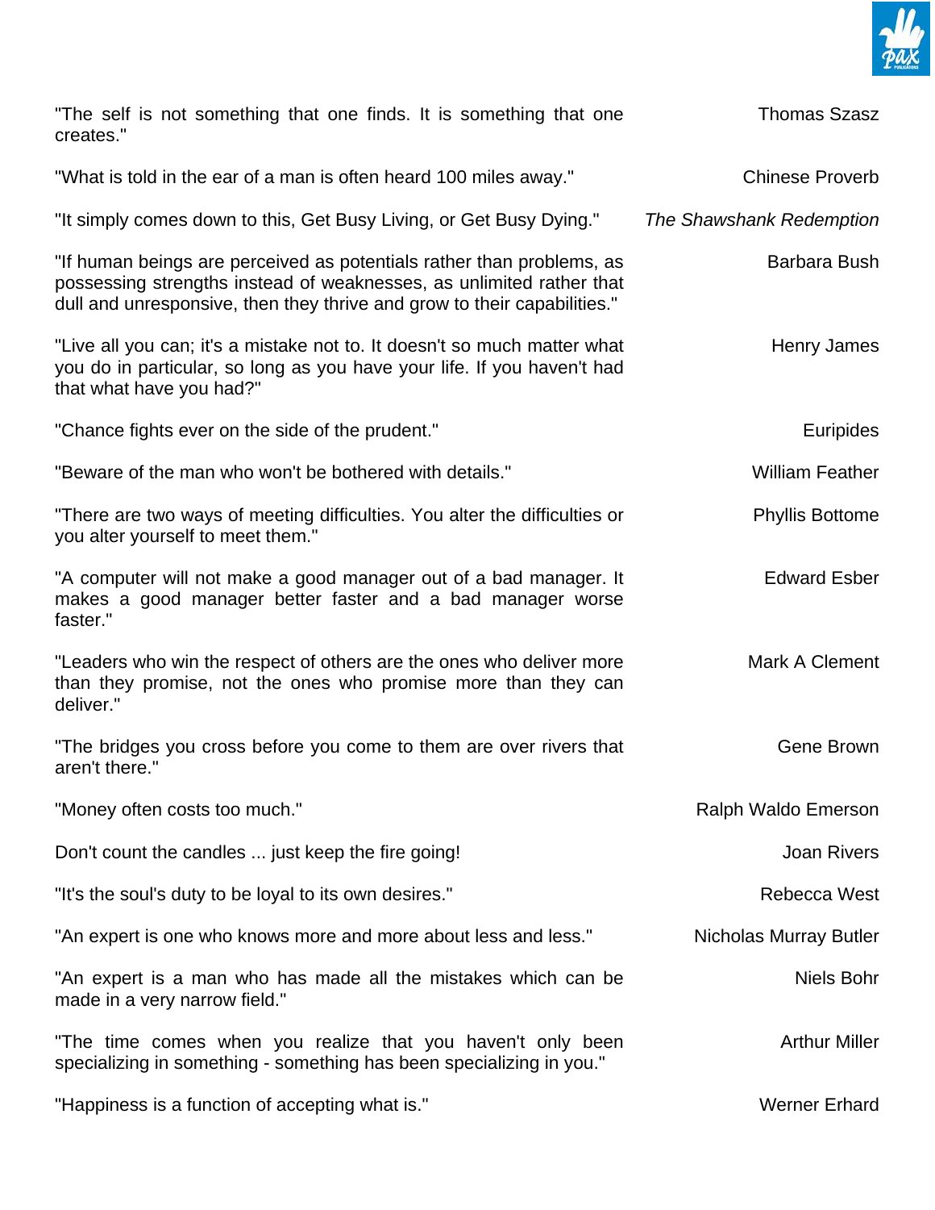"The self is not something that one finds. It is something that one creates." — Thomas Szasz

"What is told in the ear of a man is often heard 100 miles away." — Chinese Proverb

"It simply comes down to this, Get Busy Living, or Get Busy Dying." — *The Shawshank Redemption*

"If human beings are perceived as potentials rather than problems, as possessing strengths instead of weaknesses, as unlimited rather that dull and unresponsive, then they thrive and grow to their capabilities." — Barbara Bush

"Live all you can; it's a mistake not to. It doesn't so much matter what you do in particular, so long as you have your life. If you haven't had that what have you had?" — Henry James

"Chance fights ever on the side of the prudent." — Euripides

"Beware of the man who won't be bothered with details." — William Feather

"There are two ways of meeting difficulties. You alter the difficulties or you alter yourself to meet them." — Phyllis Bottome

"A computer will not make a good manager out of a bad manager. It makes a good manager better faster and a bad manager worse faster." — Edward Esber

"Leaders who win the respect of others are the ones who deliver more than they promise, not the ones who promise more than they can deliver." — Mark A Clement

"The bridges you cross before you come to them are over rivers that aren't there." — Gene Brown

"Money often costs too much." — Ralph Waldo Emerson

Don't count the candles ... just keep the fire going! — Joan Rivers

"It's the soul's duty to be loyal to its own desires." — Rebecca West

"An expert is one who knows more and more about less and less." — Nicholas Murray Butler

"An expert is a man who has made all the mistakes which can be made in a very narrow field." — Niels Bohr

"The time comes when you realize that you haven't only been specializing in something - something has been specializing in you." — Arthur Miller

"Happiness is a function of accepting what is." — Werner Erhard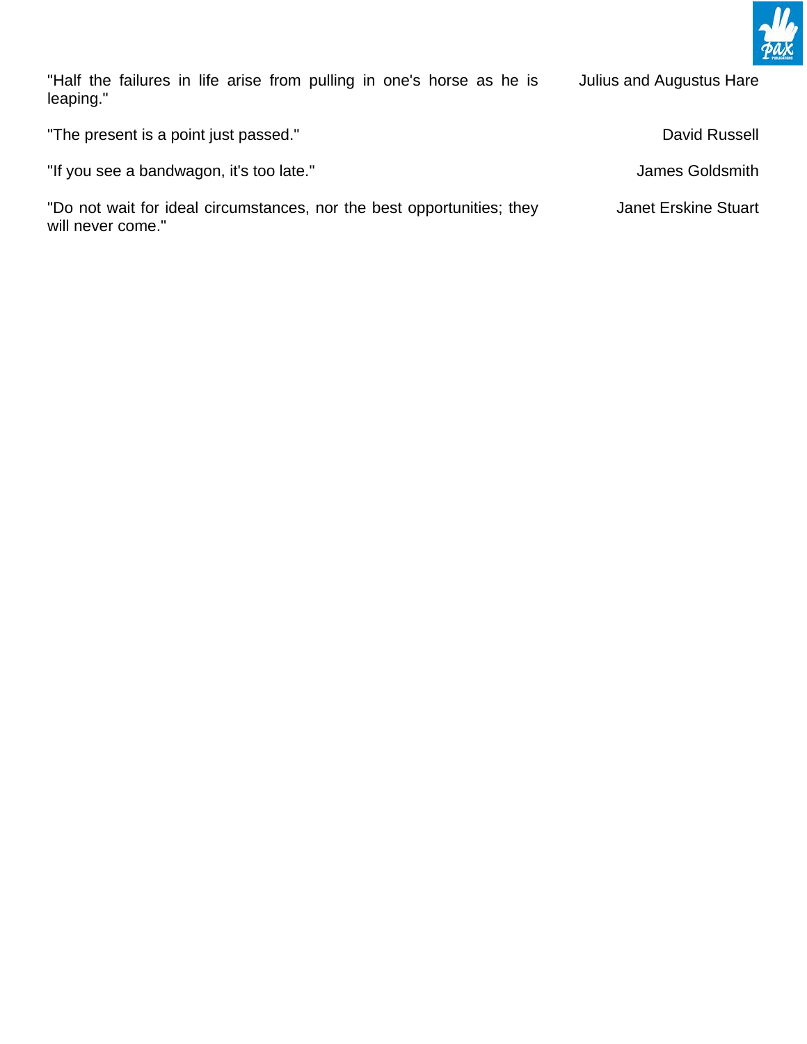"Half the failures in life arise from pulling in one's horse as he is leaping." — Julius and Augustus Hare

"The present is a point just passed." — David Russell

"If you see a bandwagon, it's too late." — James Goldsmith

"Do not wait for ideal circumstances, nor the best opportunities; they will never come." — Janet Erskine Stuart